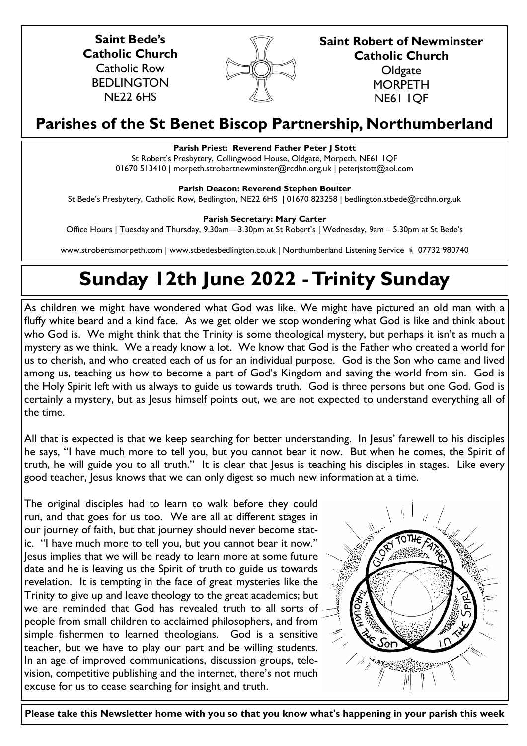**Saint Bede's Catholic Church**
Catholic Row
BEDLINGTON
NE22 6HS

**Saint Robert of Newminster Catholic Church**
Oldgate
MORPETH
NE61 1QF

## Parishes of the St Benet Biscop Partnership, Northumberland

**Parish Priest: Reverend Father Peter J Stott**
St Robert's Presbytery, Collingwood House, Oldgate, Morpeth, NE61 1QF
01670 513410 | morpeth.strobertnewminster@rcdhn.org.uk | peterjstott@aol.com

**Parish Deacon: Reverend Stephen Boulter**
St Bede's Presbytery, Catholic Row, Bedlington, NE22 6HS | 01670 823258 | bedlington.stbede@rcdhn.org.uk

**Parish Secretary: Mary Carter**
Office Hours | Tuesday and Thursday, 9.30am—3.30pm at St Robert's | Wednesday, 9am – 5.30pm at St Bede's

www.strobertsmorpeth.com | www.stbedesbedlington.co.uk | Northumberland Listening Service 07732 980740

# Sunday 12th June 2022 - Trinity Sunday

As children we might have wondered what God was like. We might have pictured an old man with a fluffy white beard and a kind face. As we get older we stop wondering what God is like and think about who God is. We might think that the Trinity is some theological mystery, but perhaps it isn't as much a mystery as we think. We already know a lot. We know that God is the Father who created a world for us to cherish, and who created each of us for an individual purpose. God is the Son who came and lived among us, teaching us how to become a part of God's Kingdom and saving the world from sin. God is the Holy Spirit left with us always to guide us towards truth. God is three persons but one God. God is certainly a mystery, but as Jesus himself points out, we are not expected to understand everything all of the time.

All that is expected is that we keep searching for better understanding. In Jesus' farewell to his disciples he says, "I have much more to tell you, but you cannot bear it now. But when he comes, the Spirit of truth, he will guide you to all truth." It is clear that Jesus is teaching his disciples in stages. Like every good teacher, Jesus knows that we can only digest so much new information at a time.

The original disciples had to learn to walk before they could run, and that goes for us too. We are all at different stages in our journey of faith, but that journey should never become static. "I have much more to tell you, but you cannot bear it now." Jesus implies that we will be ready to learn more at some future date and he is leaving us the Spirit of truth to guide us towards revelation. It is tempting in the face of great mysteries like the Trinity to give up and leave theology to the great academics; but we are reminded that God has revealed truth to all sorts of people from small children to acclaimed philosophers, and from simple fishermen to learned theologians. God is a sensitive teacher, but we have to play our part and be willing students. In an age of improved communications, discussion groups, television, competitive publishing and the internet, there's not much excuse for us to cease searching for insight and truth.

**Please take this Newsletter home with you so that you know what's happening in your parish this week**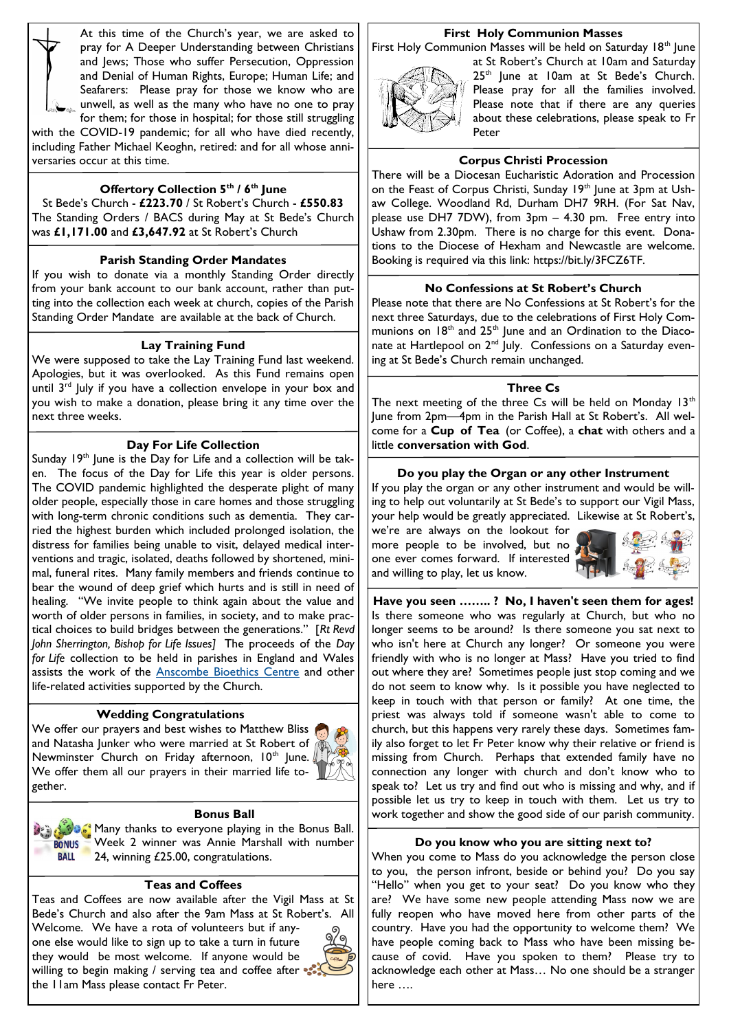At this time of the Church's year, we are asked to pray for A Deeper Understanding between Christians and Jews; Those who suffer Persecution, Oppression and Denial of Human Rights, Europe; Human Life; and Seafarers: Please pray for those we know who are unwell, as well as the many who have no one to pray for them; for those in hospital; for those still struggling with the COVID-19 pandemic; for all who have died recently, including Father Michael Keoghn, retired: and for all whose anniversaries occur at this time.

### Offertory Collection 5th / 6th June

St Bede's Church - **£223.70** / St Robert's Church - **£550.83**
The Standing Orders / BACS during May at St Bede's Church was **£1,171.00** and **£3,647.92** at St Robert's Church

### Parish Standing Order Mandates

If you wish to donate via a monthly Standing Order directly from your bank account to our bank account, rather than putting into the collection each week at church, copies of the Parish Standing Order Mandate are available at the back of Church.

### Lay Training Fund

We were supposed to take the Lay Training Fund last weekend. Apologies, but it was overlooked. As this Fund remains open until 3rd July if you have a collection envelope in your box and you wish to make a donation, please bring it any time over the next three weeks.

### Day For Life Collection

Sunday 19th June is the Day for Life and a collection will be taken. The focus of the Day for Life this year is older persons. The COVID pandemic highlighted the desperate plight of many older people, especially those in care homes and those struggling with long-term chronic conditions such as dementia. They carried the highest burden which included prolonged isolation, the distress for families being unable to visit, delayed medical interventions and tragic, isolated, deaths followed by shortened, minimal, funeral rites. Many family members and friends continue to bear the wound of deep grief which hurts and is still in need of healing. "We invite people to think again about the value and worth of older persons in families, in society, and to make practical choices to build bridges between the generations." [*Rt Revd John Sherrington, Bishop for Life Issues]* The proceeds of the *Day for Life* collection to be held in parishes in England and Wales assists the work of the Anscombe Bioethics Centre and other life-related activities supported by the Church.

### Wedding Congratulations

We offer our prayers and best wishes to Matthew Bliss and Natasha Junker who were married at St Robert of Newminster Church on Friday afternoon, 10th June. We offer them all our prayers in their married life together.

### Bonus Ball

Many thanks to everyone playing in the Bonus Ball. Week 2 winner was Annie Marshall with number 24, winning £25.00, congratulations.

### Teas and Coffees

Teas and Coffees are now available after the Vigil Mass at St Bede's Church and also after the 9am Mass at St Robert's. All Welcome. We have a rota of volunteers but if anyone else would like to sign up to take a turn in future they would be most welcome. If anyone would be willing to begin making / serving tea and coffee after the 11am Mass please contact Fr Peter.

### First Holy Communion Masses

First Holy Communion Masses will be held on Saturday 18th June at St Robert's Church at 10am and Saturday 25th June at 10am at St Bede's Church. Please pray for all the families involved. Please note that if there are any queries about these celebrations, please speak to Fr Peter

### Corpus Christi Procession

There will be a Diocesan Eucharistic Adoration and Procession on the Feast of Corpus Christi, Sunday 19th June at 3pm at Ushaw College. Woodland Rd, Durham DH7 9RH. (For Sat Nav, please use DH7 7DW), from 3pm – 4.30 pm. Free entry into Ushaw from 2.30pm. There is no charge for this event. Donations to the Diocese of Hexham and Newcastle are welcome. Booking is required via this link: https://bit.ly/3FCZ6TF.

### No Confessions at St Robert's Church

Please note that there are No Confessions at St Robert's for the next three Saturdays, due to the celebrations of First Holy Communions on 18th and 25th June and an Ordination to the Diaconate at Hartlepool on 2nd July. Confessions on a Saturday evening at St Bede's Church remain unchanged.

### Three Cs

The next meeting of the three Cs will be held on Monday 13th June from 2pm—4pm in the Parish Hall at St Robert's. All welcome for a **Cup of Tea** (or Coffee), a **chat** with others and a little **conversation with God**.

### Do you play the Organ or any other Instrument

If you play the organ or any other instrument and would be willing to help out voluntarily at St Bede's to support our Vigil Mass, your help would be greatly appreciated. Likewise at St Robert's, we're are always on the lookout for more people to be involved, but no one ever comes forward. If interested and willing to play, let us know.

**Have you seen …….. ? No, I haven't seen them for ages!** Is there someone who was regularly at Church, but who no longer seems to be around? Is there someone you sat next to who isn't here at Church any longer? Or someone you were friendly with who is no longer at Mass? Have you tried to find out where they are? Sometimes people just stop coming and we do not seem to know why. Is it possible you have neglected to keep in touch with that person or family? At one time, the priest was always told if someone wasn't able to come to church, but this happens very rarely these days. Sometimes family also forget to let Fr Peter know why their relative or friend is missing from Church. Perhaps that extended family have no connection any longer with church and don't know who to speak to? Let us try and find out who is missing and why, and if possible let us try to keep in touch with them. Let us try to work together and show the good side of our parish community.

### Do you know who you are sitting next to?

When you come to Mass do you acknowledge the person close to you, the person infront, beside or behind you? Do you say "Hello" when you get to your seat? Do you know who they are? We have some new people attending Mass now we are fully reopen who have moved here from other parts of the country. Have you had the opportunity to welcome them? We have people coming back to Mass who have been missing because of covid. Have you spoken to them? Please try to acknowledge each other at Mass… No one should be a stranger here ….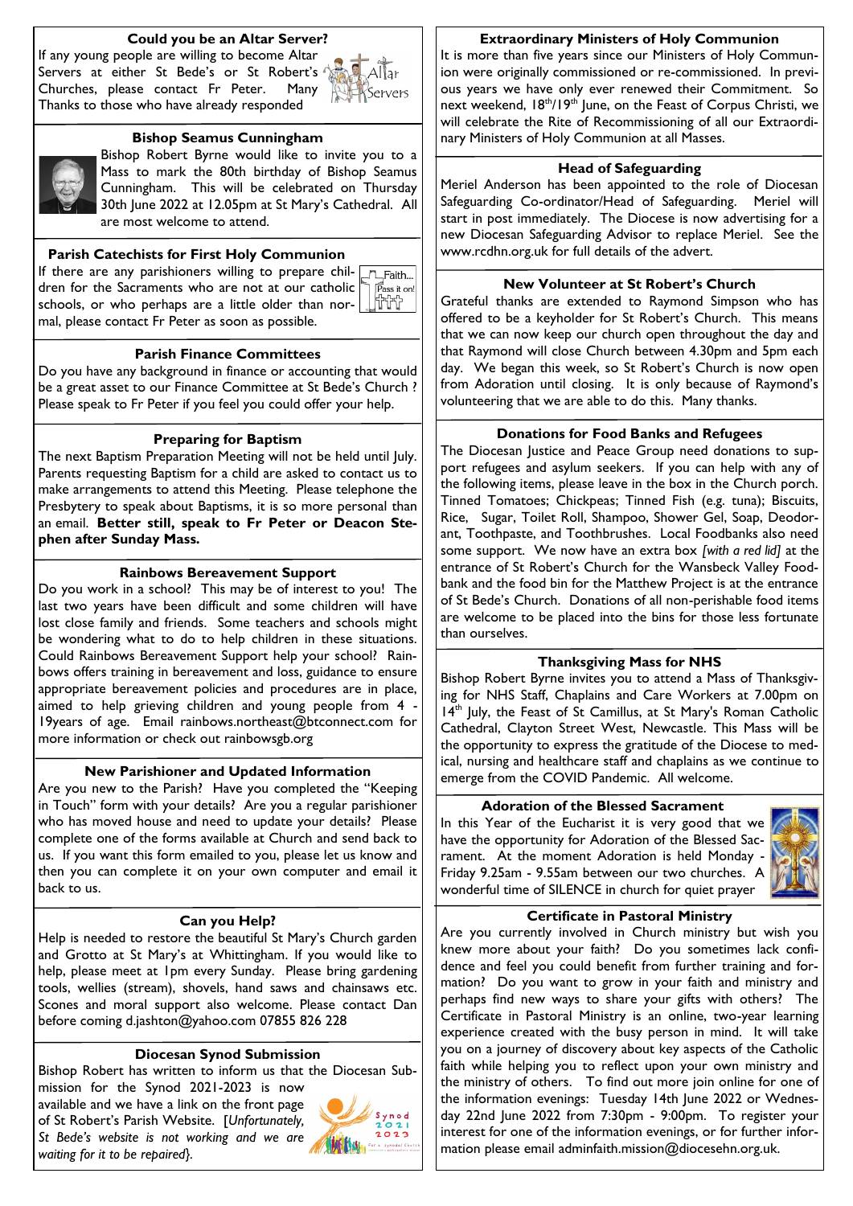## Could you be an Altar Server?

If any young people are willing to become Altar Servers at either St Bede's or St Robert's Churches, please contact Fr Peter. Many Thanks to those who have already responded

## Bishop Seamus Cunningham

Bishop Robert Byrne would like to invite you to a Mass to mark the 80th birthday of Bishop Seamus Cunningham. This will be celebrated on Thursday 30th June 2022 at 12.05pm at St Mary's Cathedral. All are most welcome to attend.

## Parish Catechists for First Holy Communion

If there are any parishioners willing to prepare children for the Sacraments who are not at our catholic schools, or who perhaps are a little older than normal, please contact Fr Peter as soon as possible.

## Parish Finance Committees

Do you have any background in finance or accounting that would be a great asset to our Finance Committee at St Bede's Church ? Please speak to Fr Peter if you feel you could offer your help.

## Preparing for Baptism

The next Baptism Preparation Meeting will not be held until July. Parents requesting Baptism for a child are asked to contact us to make arrangements to attend this Meeting. Please telephone the Presbytery to speak about Baptisms, it is so more personal than an email. **Better still, speak to Fr Peter or Deacon Stephen after Sunday Mass.**

## Rainbows Bereavement Support

Do you work in a school? This may be of interest to you! The last two years have been difficult and some children will have lost close family and friends. Some teachers and schools might be wondering what to do to help children in these situations. Could Rainbows Bereavement Support help your school? Rainbows offers training in bereavement and loss, guidance to ensure appropriate bereavement policies and procedures are in place, aimed to help grieving children and young people from 4 - 19years of age. Email rainbows.northeast@btconnect.com for more information or check out rainbowsgb.org

## New Parishioner and Updated Information

Are you new to the Parish? Have you completed the "Keeping in Touch" form with your details? Are you a regular parishioner who has moved house and need to update your details? Please complete one of the forms available at Church and send back to us. If you want this form emailed to you, please let us know and then you can complete it on your own computer and email it back to us.

## Can you Help?

Help is needed to restore the beautiful St Mary's Church garden and Grotto at St Mary's at Whittingham. If you would like to help, please meet at 1pm every Sunday. Please bring gardening tools, wellies (stream), shovels, hand saws and chainsaws etc. Scones and moral support also welcome. Please contact Dan before coming d.jashton@yahoo.com 07855 826 228

## Diocesan Synod Submission

Bishop Robert has written to inform us that the Diocesan Submission for the Synod 2021-2023 is now available and we have a link on the front page of St Robert's Parish Website. [*Unfortunately, St Bede's website is not working and we are waiting for it to be repaired*}.

## Extraordinary Ministers of Holy Communion

It is more than five years since our Ministers of Holy Communion were originally commissioned or re-commissioned. In previous years we have only ever renewed their Commitment. So next weekend, 18th/19th June, on the Feast of Corpus Christi, we will celebrate the Rite of Recommissioning of all our Extraordinary Ministers of Holy Communion at all Masses.

## Head of Safeguarding

Meriel Anderson has been appointed to the role of Diocesan Safeguarding Co-ordinator/Head of Safeguarding. Meriel will start in post immediately. The Diocese is now advertising for a new Diocesan Safeguarding Advisor to replace Meriel. See the www.rcdhn.org.uk for full details of the advert.

## New Volunteer at St Robert's Church

Grateful thanks are extended to Raymond Simpson who has offered to be a keyholder for St Robert's Church. This means that we can now keep our church open throughout the day and that Raymond will close Church between 4.30pm and 5pm each day. We began this week, so St Robert's Church is now open from Adoration until closing. It is only because of Raymond's volunteering that we are able to do this. Many thanks.

## Donations for Food Banks and Refugees

The Diocesan Justice and Peace Group need donations to support refugees and asylum seekers. If you can help with any of the following items, please leave in the box in the Church porch. Tinned Tomatoes; Chickpeas; Tinned Fish (e.g. tuna); Biscuits, Rice, Sugar, Toilet Roll, Shampoo, Shower Gel, Soap, Deodorant, Toothpaste, and Toothbrushes. Local Foodbanks also need some support. We now have an extra box *[with a red lid]* at the entrance of St Robert's Church for the Wansbeck Valley Foodbank and the food bin for the Matthew Project is at the entrance of St Bede's Church. Donations of all non-perishable food items are welcome to be placed into the bins for those less fortunate than ourselves.

## Thanksgiving Mass for NHS

Bishop Robert Byrne invites you to attend a Mass of Thanksgiving for NHS Staff, Chaplains and Care Workers at 7.00pm on 14th July, the Feast of St Camillus, at St Mary's Roman Catholic Cathedral, Clayton Street West, Newcastle. This Mass will be the opportunity to express the gratitude of the Diocese to medical, nursing and healthcare staff and chaplains as we continue to emerge from the COVID Pandemic. All welcome.

## Adoration of the Blessed Sacrament

In this Year of the Eucharist it is very good that we have the opportunity for Adoration of the Blessed Sacrament. At the moment Adoration is held Monday - Friday 9.25am - 9.55am between our two churches. A wonderful time of SILENCE in church for quiet prayer

## Certificate in Pastoral Ministry

Are you currently involved in Church ministry but wish you knew more about your faith? Do you sometimes lack confidence and feel you could benefit from further training and formation? Do you want to grow in your faith and ministry and perhaps find new ways to share your gifts with others? The Certificate in Pastoral Ministry is an online, two-year learning experience created with the busy person in mind. It will take you on a journey of discovery about key aspects of the Catholic faith while helping you to reflect upon your own ministry and the ministry of others. To find out more join online for one of the information evenings: Tuesday 14th June 2022 or Wednesday 22nd June 2022 from 7:30pm - 9:00pm. To register your interest for one of the information evenings, or for further information please email adminfaith.mission@diocesehn.org.uk.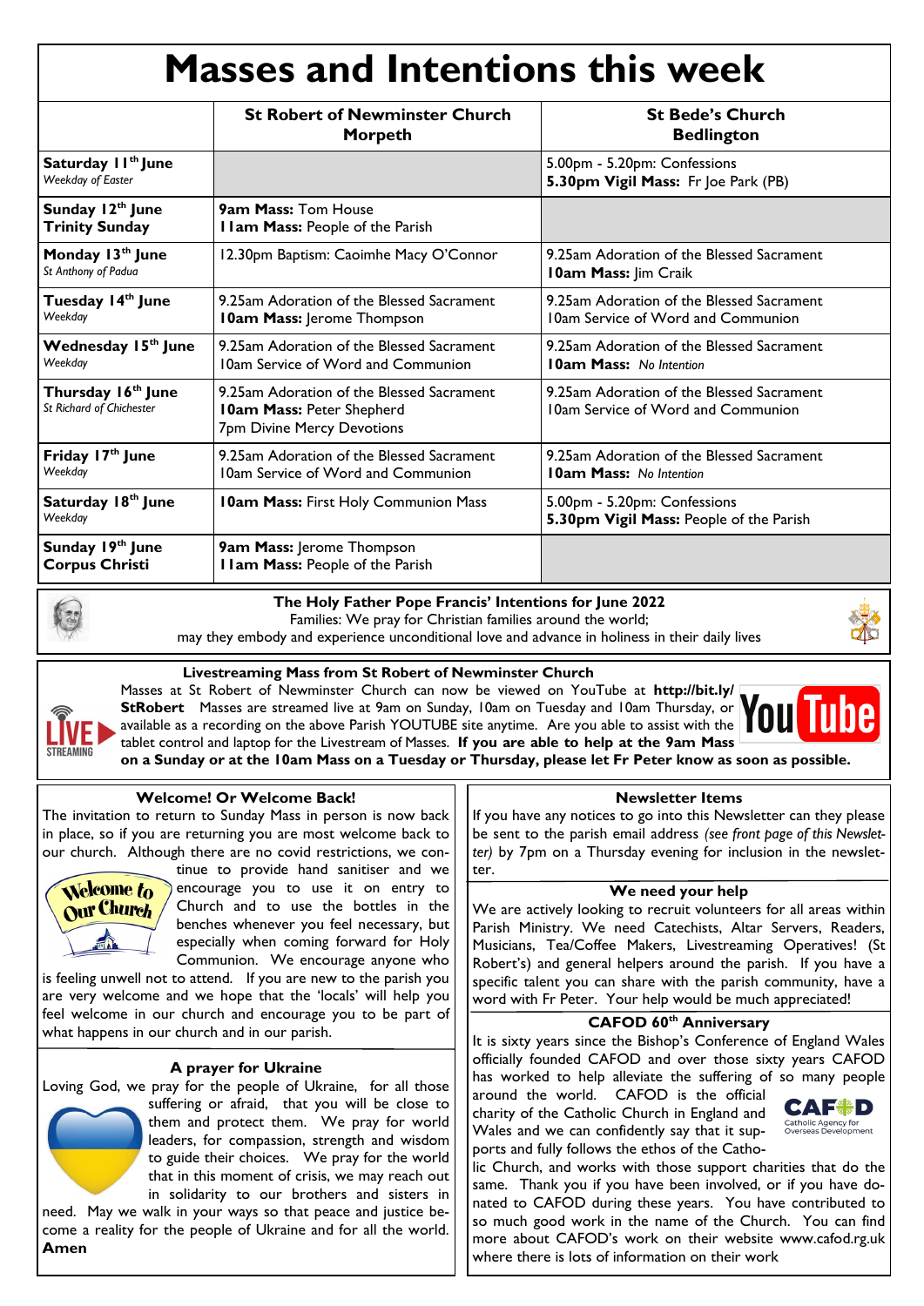# Masses and Intentions this week

| | St Robert of Newminster Church Morpeth | St Bede's Church Bedlington |
|---|---|---|
| **Saturday 11th June** *Weekday of Easter* | | 5.00pm - 5.20pm: Confessions **5.30pm Vigil Mass:** Fr Joe Park (PB) |
| **Sunday 12th June Trinity Sunday** | **9am Mass:** Tom House **11am Mass:** People of the Parish | |
| **Monday 13th June** *St Anthony of Padua* | 12.30pm Baptism: Caoimhe Macy O'Connor | 9.25am Adoration of the Blessed Sacrament **10am Mass:** Jim Craik |
| **Tuesday 14th June** *Weekday* | 9.25am Adoration of the Blessed Sacrament **10am Mass:** Jerome Thompson | 9.25am Adoration of the Blessed Sacrament 10am Service of Word and Communion |
| **Wednesday 15th June** *Weekday* | 9.25am Adoration of the Blessed Sacrament 10am Service of Word and Communion | 9.25am Adoration of the Blessed Sacrament **10am Mass:** *No Intention* |
| **Thursday 16th June** *St Richard of Chichester* | 9.25am Adoration of the Blessed Sacrament **10am Mass:** Peter Shepherd 7pm Divine Mercy Devotions | 9.25am Adoration of the Blessed Sacrament 10am Service of Word and Communion |
| **Friday 17th June** *Weekday* | 9.25am Adoration of the Blessed Sacrament 10am Service of Word and Communion | 9.25am Adoration of the Blessed Sacrament **10am Mass:** *No Intention* |
| **Saturday 18th June** *Weekday* | **10am Mass:** First Holy Communion Mass | 5.00pm - 5.20pm: Confessions **5.30pm Vigil Mass:** People of the Parish |
| **Sunday 19th June Corpus Christi** | **9am Mass:** Jerome Thompson **11am Mass:** People of the Parish | |

**The Holy Father Pope Francis' Intentions for June 2022**

Families: We pray for Christian families around the world; may they embody and experience unconditional love and advance in holiness in their daily lives

**Livestreaming Mass from St Robert of Newminster Church**

Masses at St Robert of Newminster Church can now be viewed on YouTube at **http://bit.ly/StRobert** Masses are streamed live at 9am on Sunday, 10am on Tuesday and 10am Thursday, or available as a recording on the above Parish YOUTUBE site anytime. Are you able to assist with the tablet control and laptop for the Livestream of Masses. **If you are able to help at the 9am Mass on a Sunday or at the 10am Mass on a Tuesday or Thursday, please let Fr Peter know as soon as possible.**

### Welcome! Or Welcome Back!

The invitation to return to Sunday Mass in person is now back in place, so if you are returning you are most welcome back to our church. Although there are no covid restrictions, we continue to provide hand sanitiser and we encourage you to use it on entry to Church and to use the bottles in the benches whenever you feel necessary, but especially when coming forward for Holy Communion. We encourage anyone who is feeling unwell not to attend. If you are new to the parish you are very welcome and we hope that the 'locals' will help you feel welcome in our church and encourage you to be part of what happens in our church and in our parish.

### A prayer for Ukraine

Loving God, we pray for the people of Ukraine, for all those suffering or afraid, that you will be close to them and protect them. We pray for world leaders, for compassion, strength and wisdom to guide their choices. We pray for the world that in this moment of crisis, we may reach out in solidarity to our brothers and sisters in need. May we walk in your ways so that peace and justice become a reality for the people of Ukraine and for all the world. **Amen**

### Newsletter Items

If you have any notices to go into this Newsletter can they please be sent to the parish email address *(see front page of this Newsletter)* by 7pm on a Thursday evening for inclusion in the newsletter.

### We need your help

We are actively looking to recruit volunteers for all areas within Parish Ministry. We need Catechists, Altar Servers, Readers, Musicians, Tea/Coffee Makers, Livestreaming Operatives! (St Robert's) and general helpers around the parish. If you have a specific talent you can share with the parish community, have a word with Fr Peter. Your help would be much appreciated!

### CAFOD 60th Anniversary

It is sixty years since the Bishop's Conference of England Wales officially founded CAFOD and over those sixty years CAFOD has worked to help alleviate the suffering of so many people around the world. CAFOD is the official charity of the Catholic Church in England and Wales and we can confidently say that it supports and fully follows the ethos of the Catholic Church, and works with those support charities that do the same. Thank you if you have been involved, or if you have donated to CAFOD during these years. You have contributed to so much good work in the name of the Church. You can find more about CAFOD's work on their website www.cafod.rg.uk where there is lots of information on their work